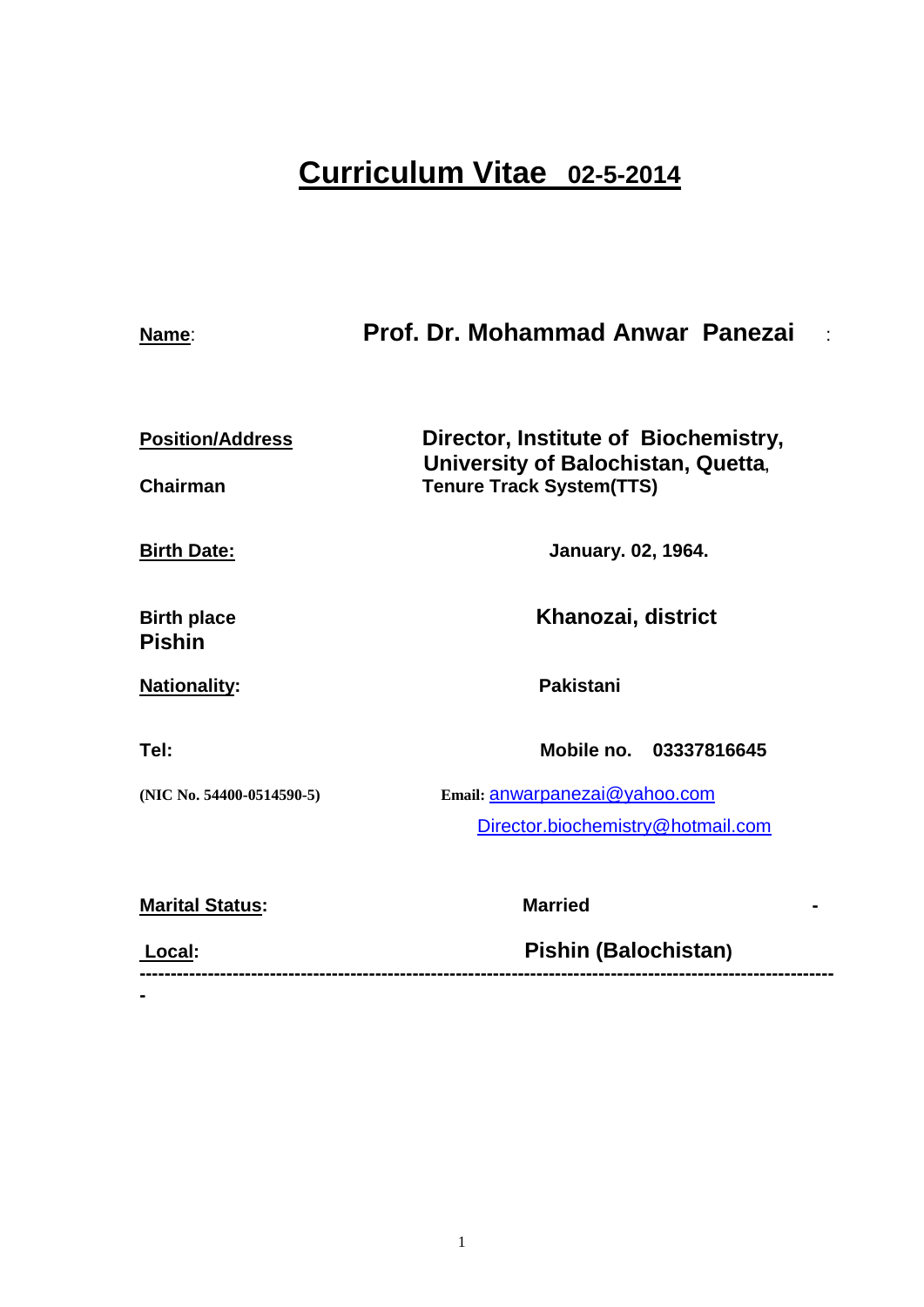# Curriculum Vitae 02-5-2014

| | |
|---|---|
| **Name**: | **Prof. Dr. Mohammad Anwar Panezai** : |
| **Position/Address** | **Director, Institute of Biochemistry, University of Balochistan, Quetta,** |
| **Chairman** | **Tenure Track System(TTS)** |
| **Birth Date:** | **January. 02, 1964.** |
| **Birth place** | **Khanozai, district Pishin** |
| **Nationality:** | **Pakistani** |
| **Tel:** | **Mobile no. 03337816645** |
| **(NIC No. 54400-0514590-5)** | **Email:** anwarpanezai@yahoo.com Director.biochemistry@hotmail.com |
| **Marital Status:** | **Married** - |
| **Local:** | **Pishin (Balochistan)** |

-----------------------------------------------------------------------------------------------------------

-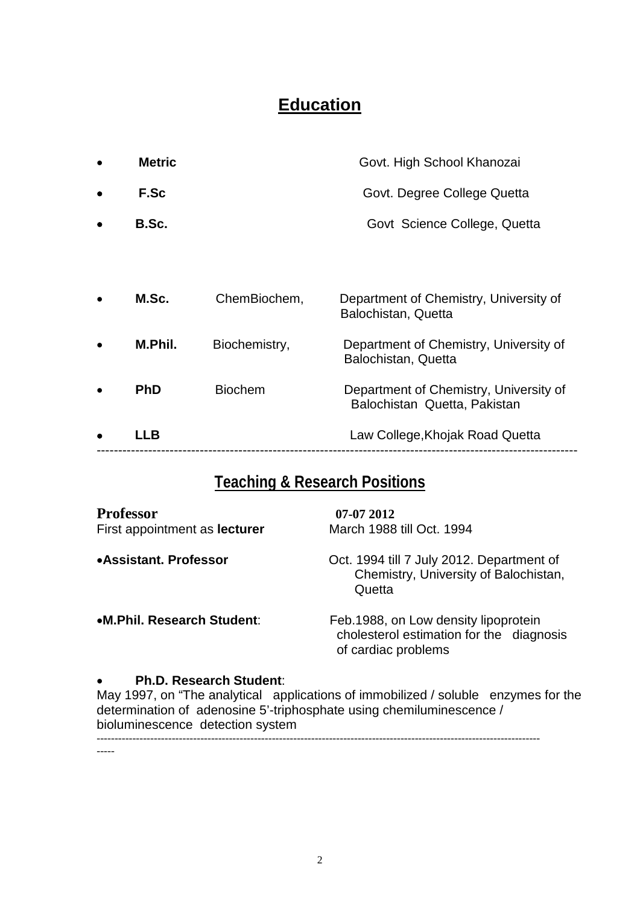## Education

- **Metric** — Govt. High School Khanozai
- **F.Sc** — Govt. Degree College Quetta
- **B.Sc.** — Govt Science College, Quetta

- **M.Sc.** — ChemBiochem, — Department of Chemistry, University of Balochistan, Quetta
- **M.Phil.** — Biochemistry, — Department of Chemistry, University of Balochistan, Quetta
- **PhD** — Biochem — Department of Chemistry, University of Balochistan Quetta, Pakistan
- **LLB** — Law College,Khojak Road Quetta

---

## Teaching & Research Positions

**Professor** — **07-07 2012**

First appointment as **lecturer** — March 1988 till Oct. 1994

- **Assistant. Professor** — Oct. 1994 till 7 July 2012. Department of Chemistry, University of Balochistan, Quetta
- **M.Phil. Research Student**: Feb.1988, on Low density lipoprotein cholesterol estimation for the diagnosis of cardiac problems
- **Ph.D. Research Student**:

May 1997, on "The analytical applications of immobilized / soluble enzymes for the determination of adenosine 5'-triphosphate using chemiluminescence / bioluminescence detection system

---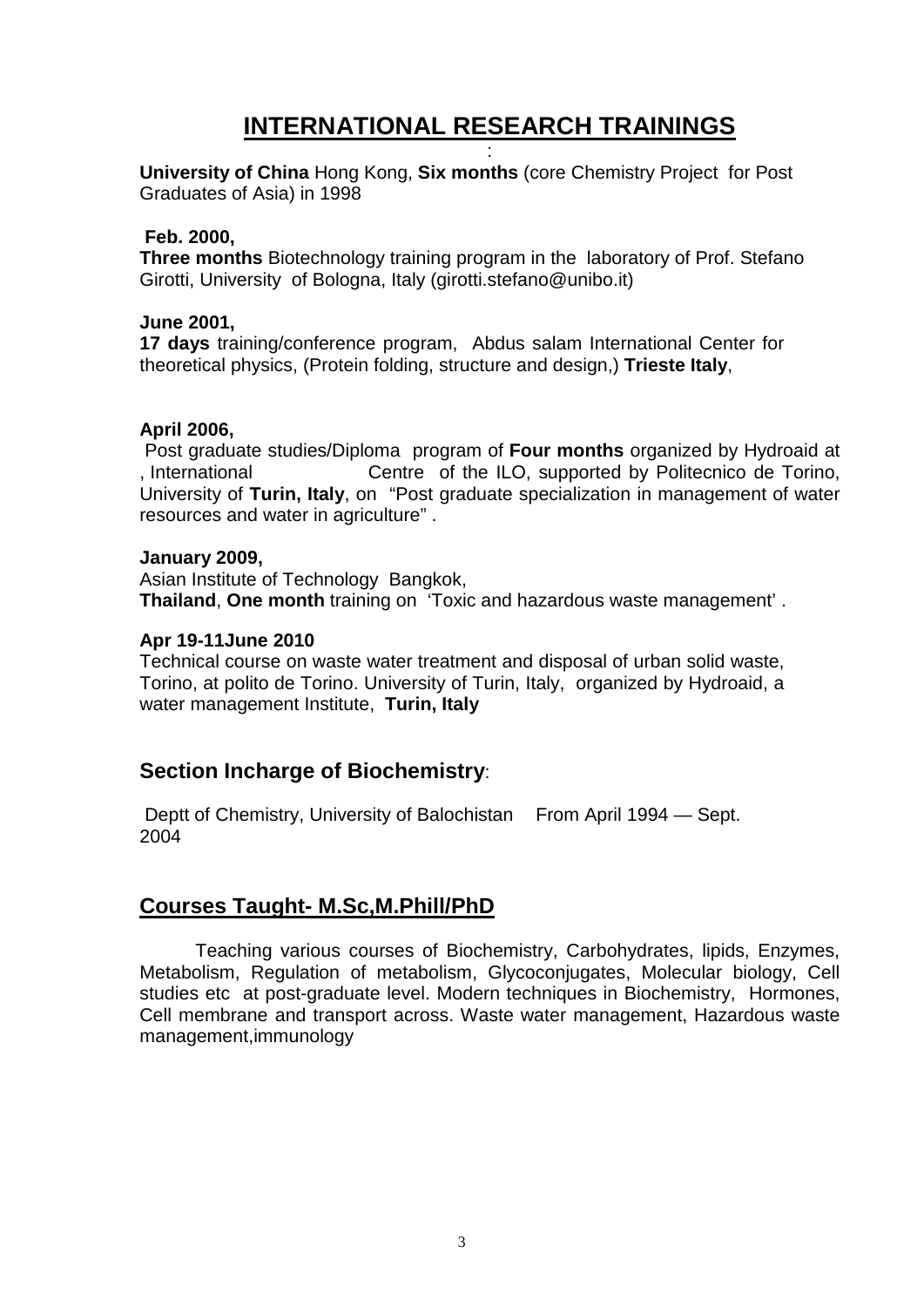# INTERNATIONAL RESEARCH TRAININGS

:

**University of China** Hong Kong, **Six months** (core Chemistry Project for Post Graduates of Asia) in 1998

**Feb. 2000,**
**Three months** Biotechnology training program in the laboratory of Prof. Stefano Girotti, University of Bologna, Italy (girotti.stefano@unibo.it)

**June 2001,**
**17 days** training/conference program, Abdus salam International Center for theoretical physics, (Protein folding, structure and design,) **Trieste Italy**,

**April 2006,**
Post graduate studies/Diploma program of **Four months** organized by Hydroaid at , International Centre of the ILO, supported by Politecnico de Torino, University of **Turin, Italy**, on "Post graduate specialization in management of water resources and water in agriculture" .

**January 2009,**
Asian Institute of Technology Bangkok,
**Thailand**, **One month** training on 'Toxic and hazardous waste management' .

**Apr 19-11June 2010**
Technical course on waste water treatment and disposal of urban solid waste, Torino, at polito de Torino. University of Turin, Italy, organized by Hydroaid, a water management Institute, **Turin, Italy**

## Section Incharge of Biochemistry:

Deptt of Chemistry, University of Balochistan From April 1994 — Sept. 2004

## Courses Taught- M.Sc,M.Phill/PhD

Teaching various courses of Biochemistry, Carbohydrates, lipids, Enzymes, Metabolism, Regulation of metabolism, Glycoconjugates, Molecular biology, Cell studies etc at post-graduate level. Modern techniques in Biochemistry, Hormones, Cell membrane and transport across. Waste water management, Hazardous waste management,immunology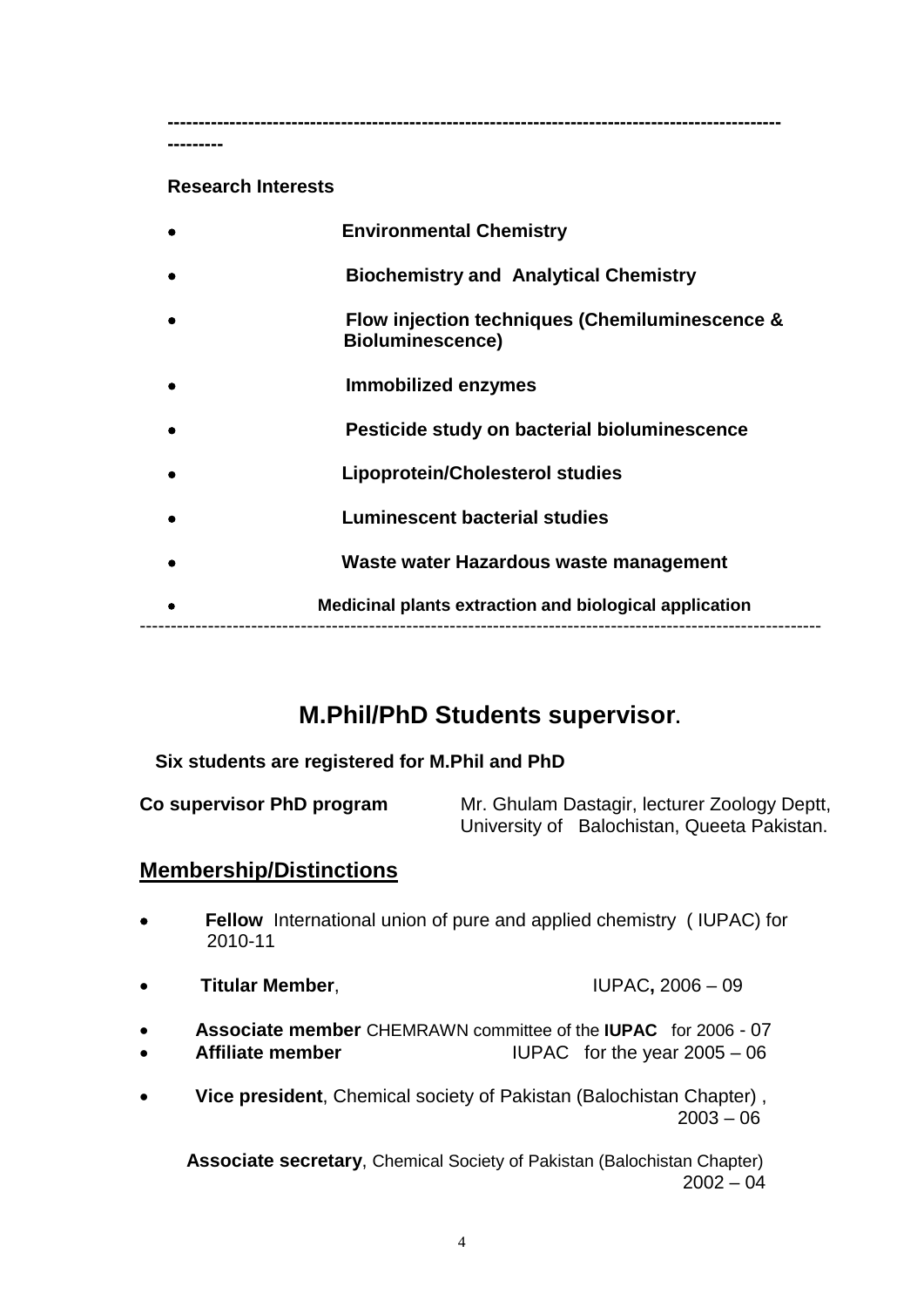---

**Research Interests**

- **Environmental Chemistry**
- **Biochemistry and Analytical Chemistry**
- **Flow injection techniques (Chemiluminescence & Bioluminescence)**
- **Immobilized enzymes**
- **Pesticide study on bacterial bioluminescence**
- **Lipoprotein/Cholesterol studies**
- **Luminescent bacterial studies**
- **Waste water Hazardous waste management**
- **Medicinal plants extraction and biological application**

---

## M.Phil/PhD Students supervisor.

**Six students are registered for M.Phil and PhD**

**Co supervisor PhD program** Mr. Ghulam Dastagir, lecturer Zoology Deptt, University of Balochistan, Queeta Pakistan.

## Membership/Distinctions

- **Fellow** International union of pure and applied chemistry ( IUPAC) for 2010-11
- **Titular Member**, IUPAC**,** 2006 – 09
- **Associate member** CHEMRAWN committee of the **IUPAC** for 2006 - 07
- **Affiliate member** IUPAC for the year 2005 – 06
- **Vice president**, Chemical society of Pakistan (Balochistan Chapter) , 2003 – 06

**Associate secretary**, Chemical Society of Pakistan (Balochistan Chapter) 2002 – 04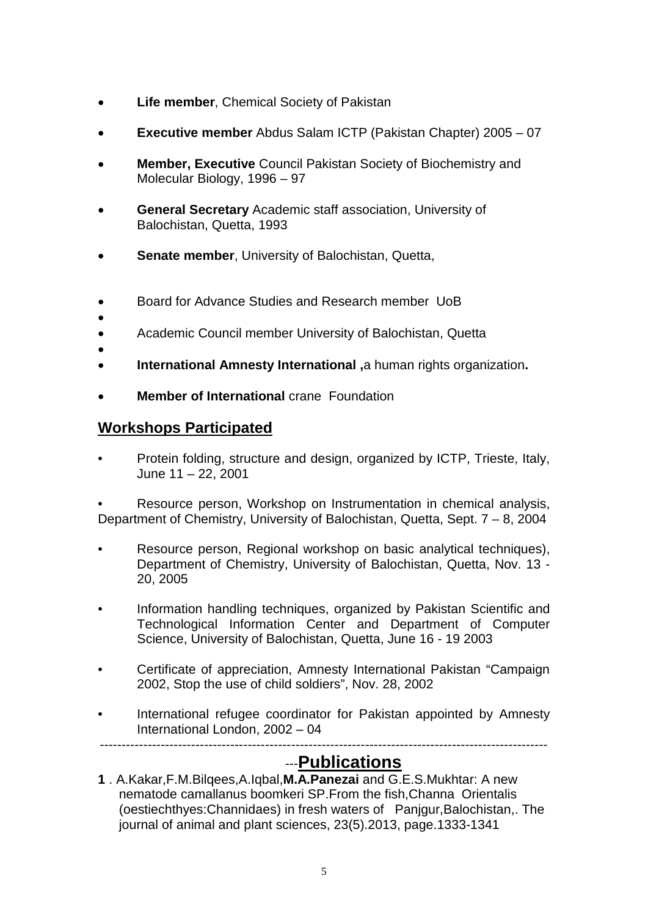- **Life member**, Chemical Society of Pakistan
- **Executive member** Abdus Salam ICTP (Pakistan Chapter) 2005 – 07
- **Member, Executive** Council Pakistan Society of Biochemistry and Molecular Biology, 1996 – 97
- **General Secretary** Academic staff association, University of Balochistan, Quetta, 1993
- **Senate member**, University of Balochistan, Quetta,
- Board for Advance Studies and Research member UoB
- Academic Council member University of Balochistan, Quetta
- **International Amnesty International ,**a human rights organization**.**
- **Member of International** crane Foundation

## Workshops Participated

- Protein folding, structure and design, organized by ICTP, Trieste, Italy, June 11 – 22, 2001
- Resource person, Workshop on Instrumentation in chemical analysis, Department of Chemistry, University of Balochistan, Quetta, Sept. 7 – 8, 2004
- Resource person, Regional workshop on basic analytical techniques), Department of Chemistry, University of Balochistan, Quetta, Nov. 13 - 20, 2005
- Information handling techniques, organized by Pakistan Scientific and Technological Information Center and Department of Computer Science, University of Balochistan, Quetta, June 16 - 19 2003
- Certificate of appreciation, Amnesty International Pakistan "Campaign 2002, Stop the use of child soldiers", Nov. 28, 2002
- International refugee coordinator for Pakistan appointed by Amnesty International London, 2002 – 04

---

## ---Publications

**1** . A.Kakar,F.M.Bilqees,A.Iqbal,**M.A.Panezai** and G.E.S.Mukhtar: A new nematode camallanus boomkeri SP.From the fish,Channa Orientalis (oestiechthyes:Channidaes) in fresh waters of Panjgur,Balochistan,. The journal of animal and plant sciences, 23(5).2013, page.1333-1341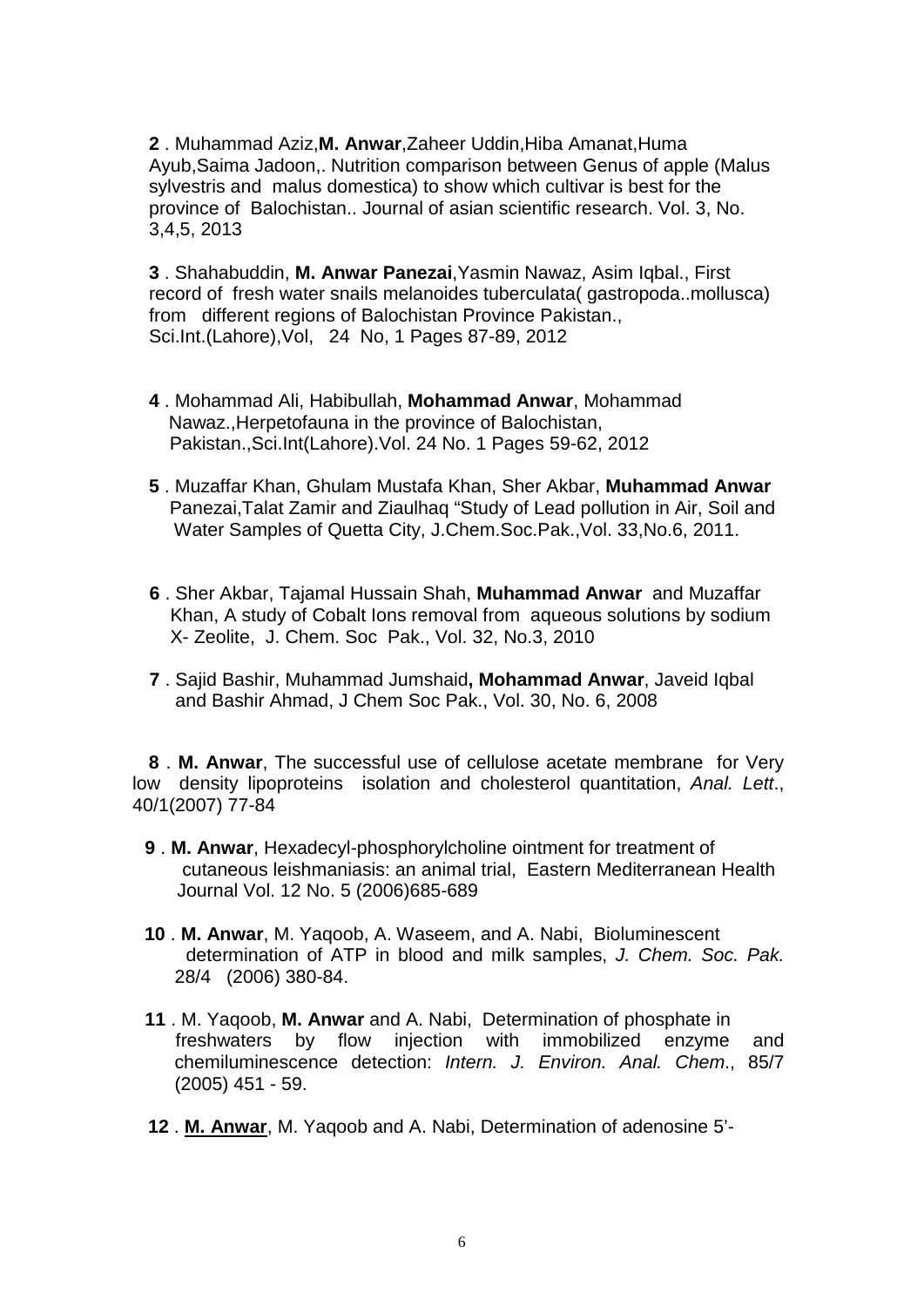**2** . Muhammad Aziz,**M. Anwar**,Zaheer Uddin,Hiba Amanat,Huma Ayub,Saima Jadoon,. Nutrition comparison between Genus of apple (Malus sylvestris and malus domestica) to show which cultivar is best for the province of Balochistan.. Journal of asian scientific research. Vol. 3, No. 3,4,5, 2013

**3** . Shahabuddin, **M. Anwar Panezai**,Yasmin Nawaz, Asim Iqbal., First record of fresh water snails melanoides tuberculata( gastropoda..mollusca) from different regions of Balochistan Province Pakistan., Sci.Int.(Lahore),Vol, 24 No, 1 Pages 87-89, 2012

**4** . Mohammad Ali, Habibullah, **Mohammad Anwar**, Mohammad Nawaz.,Herpetofauna in the province of Balochistan, Pakistan.,Sci.Int(Lahore).Vol. 24 No. 1 Pages 59-62, 2012

**5** . Muzaffar Khan, Ghulam Mustafa Khan, Sher Akbar, **Muhammad Anwar** Panezai,Talat Zamir and Ziaulhaq "Study of Lead pollution in Air, Soil and Water Samples of Quetta City, J.Chem.Soc.Pak.,Vol. 33,No.6, 2011.

**6** . Sher Akbar, Tajamal Hussain Shah, **Muhammad Anwar** and Muzaffar Khan, A study of Cobalt Ions removal from aqueous solutions by sodium X- Zeolite, J. Chem. Soc Pak., Vol. 32, No.3, 2010

**7** . Sajid Bashir, Muhammad Jumshaid**, Mohammad Anwar**, Javeid Iqbal and Bashir Ahmad, J Chem Soc Pak., Vol. 30, No. 6, 2008

**8** . **M. Anwar**, The successful use of cellulose acetate membrane for Very low density lipoproteins isolation and cholesterol quantitation, *Anal. Lett*., 40/1(2007) 77-84

**9** . **M. Anwar**, Hexadecyl-phosphorylcholine ointment for treatment of cutaneous leishmaniasis: an animal trial, Eastern Mediterranean Health Journal Vol. 12 No. 5 (2006)685-689

**10** . **M. Anwar**, M. Yaqoob, A. Waseem, and A. Nabi, Bioluminescent determination of ATP in blood and milk samples, *J. Chem. Soc. Pak.* 28/4 (2006) 380-84.

**11** . M. Yaqoob, **M. Anwar** and A. Nabi, Determination of phosphate in freshwaters by flow injection with immobilized enzyme and chemiluminescence detection: *Intern. J. Environ. Anal. Chem*., 85/7 (2005) 451 - 59.

**12** . **M. Anwar**, M. Yaqoob and A. Nabi, Determination of adenosine 5'-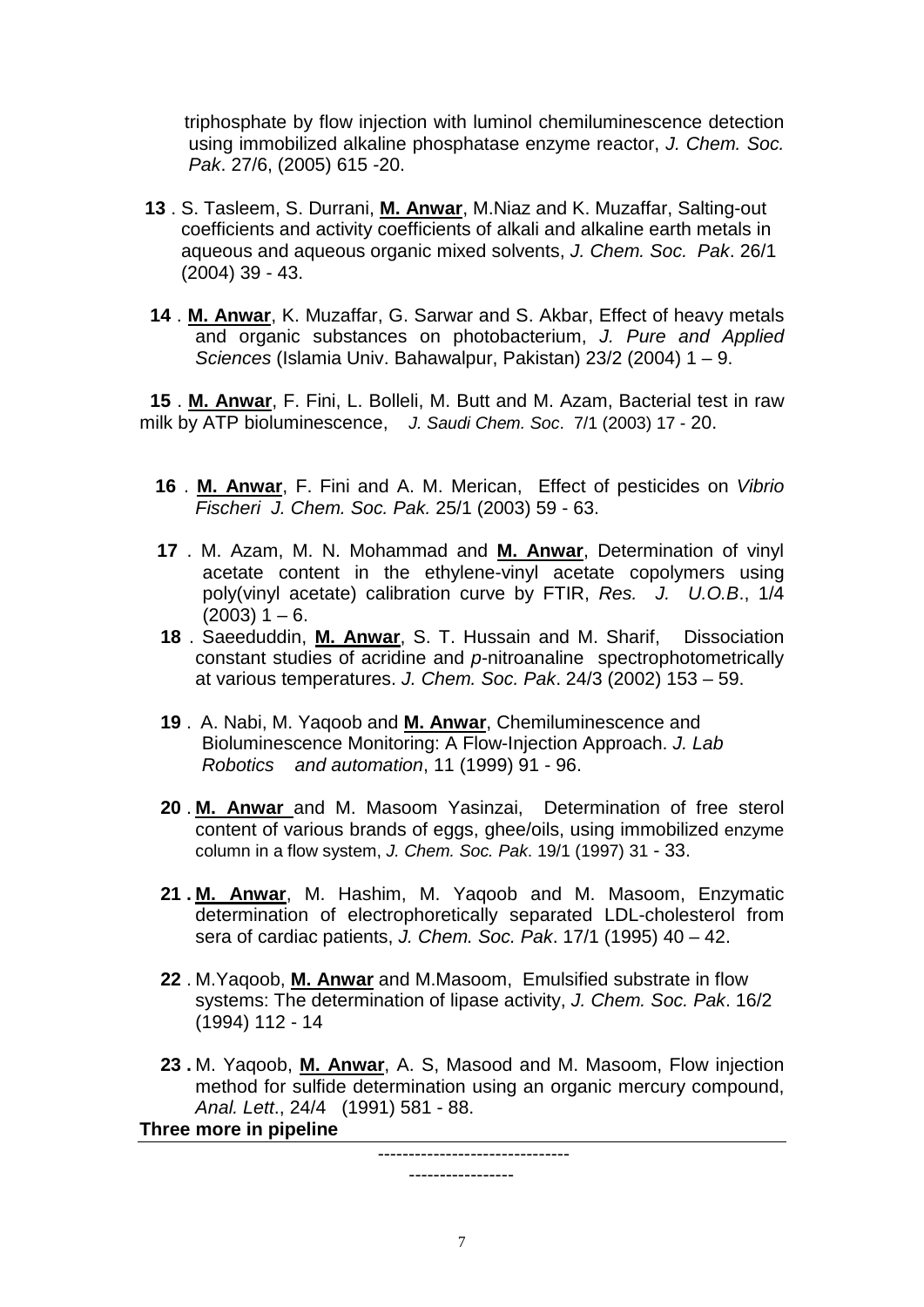triphosphate by flow injection with luminol chemiluminescence detection using immobilized alkaline phosphatase enzyme reactor, *J. Chem. Soc. Pak*. 27/6, (2005) 615 -20.

**13** . S. Tasleem, S. Durrani, **M. Anwar**, M.Niaz and K. Muzaffar, Salting-out coefficients and activity coefficients of alkali and alkaline earth metals in aqueous and aqueous organic mixed solvents, *J. Chem. Soc. Pak*. 26/1 (2004) 39 - 43.

**14** . **M. Anwar**, K. Muzaffar, G. Sarwar and S. Akbar, Effect of heavy metals and organic substances on photobacterium, *J. Pure and Applied Sciences* (Islamia Univ. Bahawalpur, Pakistan) 23/2 (2004) 1 – 9.

**15** . **M. Anwar**, F. Fini, L. Bolleli, M. Butt and M. Azam, Bacterial test in raw milk by ATP bioluminescence, *J. Saudi Chem. Soc*. 7/1 (2003) 17 - 20.

**16** . **M. Anwar**, F. Fini and A. M. Merican, Effect of pesticides on *Vibrio Fischeri J. Chem. Soc. Pak.* 25/1 (2003) 59 - 63.

**17** . M. Azam, M. N. Mohammad and **M. Anwar**, Determination of vinyl acetate content in the ethylene-vinyl acetate copolymers using poly(vinyl acetate) calibration curve by FTIR, *Res. J. U.O.B*., 1/4 (2003) 1 – 6.

**18** . Saeeduddin, **M. Anwar**, S. T. Hussain and M. Sharif, Dissociation constant studies of acridine and *p*-nitroanaline spectrophotometrically at various temperatures. *J. Chem. Soc. Pak*. 24/3 (2002) 153 – 59.

**19** . A. Nabi, M. Yaqoob and **M. Anwar**, Chemiluminescence and Bioluminescence Monitoring: A Flow-Injection Approach. *J. Lab Robotics and automation*, 11 (1999) 91 - 96.

**20** . **M. Anwar** and M. Masoom Yasinzai, Determination of free sterol content of various brands of eggs, ghee/oils, using immobilized enzyme column in a flow system, *J. Chem. Soc. Pak*. 19/1 (1997) 31 - 33.

**21** . **M. Anwar**, M. Hashim, M. Yaqoob and M. Masoom, Enzymatic determination of electrophoretically separated LDL-cholesterol from sera of cardiac patients, *J. Chem. Soc. Pak*. 17/1 (1995) 40 – 42.

**22** . M.Yaqoob, **M. Anwar** and M.Masoom, Emulsified substrate in flow systems: The determination of lipase activity, *J. Chem. Soc. Pak*. 16/2 (1994) 112 - 14

**23** . M. Yaqoob, **M. Anwar**, A. S, Masood and M. Masoom, Flow injection method for sulfide determination using an organic mercury compound, *Anal. Lett*., 24/4 (1991) 581 - 88.

**Three more in pipeline**

-------------------------------

-----------------